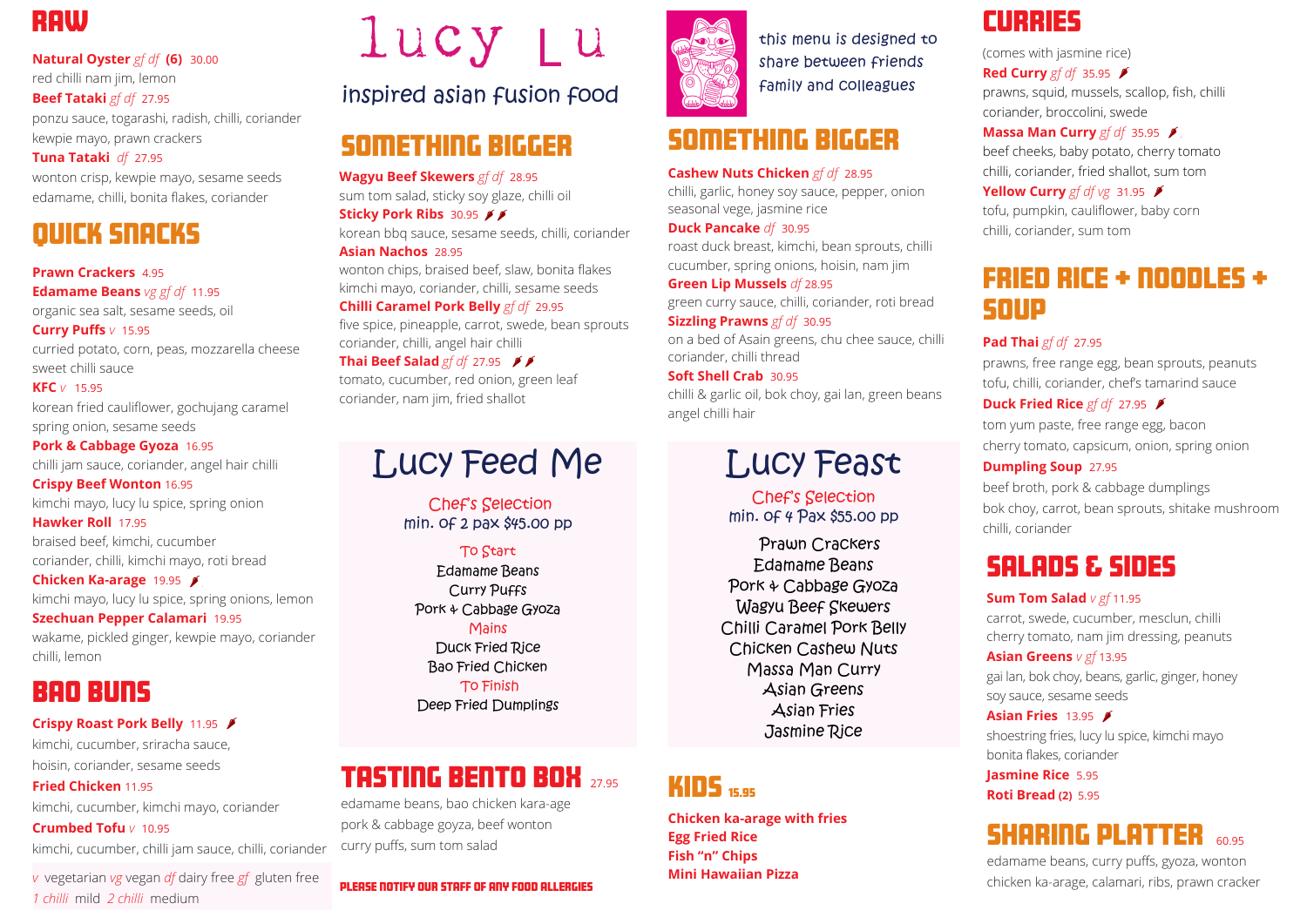# lucy Lu

## inspired asian fusion food

this menu is designed to share between friends family and colleagues

## RAW

**Natural Oyster** *gf df* **(6)** 30.00
red chilli nam jim, lemon

**Beef Tataki** *gf df* 27.95
ponzu sauce, togarashi, radish, chilli, coriander kewpie mayo, prawn crackers

**Tuna Tataki** *df* 27.95
wonton crisp, kewpie mayo, sesame seeds edamame, chilli, bonita flakes, coriander

## QUICK SNACKS

**Prawn Crackers** 4.95

**Edamame Beans** *vg gf df* 11.95
organic sea salt, sesame seeds, oil

**Curry Puffs** *v* 15.95
curried potato, corn, peas, mozzarella cheese sweet chilli sauce

**KFC** *v* 15.95
korean fried cauliflower, gochujang caramel spring onion, sesame seeds

**Pork & Cabbage Gyoza** 16.95
chilli jam sauce, coriander, angel hair chilli

**Crispy Beef Wonton** 16.95
kimchi mayo, lucy lu spice, spring onion

**Hawker Roll** 17.95
braised beef, kimchi, cucumber coriander, chilli, kimchi mayo, roti bread

**Chicken Ka-arage** 19.95 🌶
kimchi mayo, lucy lu spice, spring onions, lemon

**Szechuan Pepper Calamari** 19.95
wakame, pickled ginger, kewpie mayo, coriander chilli, lemon

## BAO BUNS

**Crispy Roast Pork Belly** 11.95 🌶
kimchi, cucumber, sriracha sauce, hoisin, coriander, sesame seeds

**Fried Chicken** 11.95
kimchi, cucumber, kimchi mayo, coriander

**Crumbed Tofu** *v* 10.95
kimchi, cucumber, chilli jam sauce, chilli, coriander

*v* vegetarian *vg* vegan *df* dairy free *gf* gluten free
*1 chilli* mild *2 chilli* medium

## SOMETHING BIGGER

**Wagyu Beef Skewers** *gf df* 28.95
sum tom salad, sticky soy glaze, chilli oil

**Sticky Pork Ribs** 30.95 🌶🌶
korean bbq sauce, sesame seeds, chilli, coriander

**Asian Nachos** 28.95
wonton chips, braised beef, slaw, bonita flakes kimchi mayo, coriander, chilli, sesame seeds

**Chilli Caramel Pork Belly** *gf df* 29.95
five spice, pineapple, carrot, swede, bean sprouts coriander, chilli, angel hair chilli

**Thai Beef Salad** *gf df* 27.95 🌶🌶
tomato, cucumber, red onion, green leaf coriander, nam jim, fried shallot

## Lucy Feed Me

Chef's Selection
min. of 2 pax $45.00 pp

**To Start**
Edamame Beans
Curry Puffs
Pork & Cabbage Gyoza

**Mains**
Duck Fried Rice
Bao Fried Chicken

**To Finish**
Deep Fried Dumplings

## TASTING BENTO BOX 27.95

edamame beans, bao chicken kara-age pork & cabbage goyza, beef wonton curry puffs, sum tom salad

**PLEASE NOTIFY OUR STAFF OF ANY FOOD ALLERGIES**

## SOMETHING BIGGER

**Cashew Nuts Chicken** *gf df* 28.95
chilli, garlic, honey soy sauce, pepper, onion seasonal vege, jasmine rice

**Duck Pancake** *df* 30.95
roast duck breast, kimchi, bean sprouts, chilli cucumber, spring onions, hoisin, nam jim

**Green Lip Mussels** *df* 28.95
green curry sauce, chilli, coriander, roti bread

**Sizzling Prawns** *gf df* 30.95
on a bed of Asain greens, chu chee sauce, chilli coriander, chilli thread

**Soft Shell Crab** 30.95
chilli & garlic oil, bok choy, gai lan, green beans angel chilli hair

## Lucy Feast

Chef's Selection
min. of 4 Pax $55.00 pp

Prawn Crackers
Edamame Beans
Pork & Cabbage Gyoza
Wagyu Beef Skewers
Chilli Caramel Pork Belly
Chicken Cashew Nuts
Massa Man Curry
Asian Greens
Asian Fries
Jasmine Rice

## KIDS 15.95

**Chicken ka-arage with fries**
**Egg Fried Rice**
**Fish "n" Chips**
**Mini Hawaiian Pizza**

## CURRIES

(comes with jasmine rice)

**Red Curry** *gf df* 35.95 🌶
prawns, squid, mussels, scallop, fish, chilli coriander, broccolini, swede

**Massa Man Curry** *gf df* 35.95 🌶
beef cheeks, baby potato, cherry tomato chilli, coriander, fried shallot, sum tom

**Yellow Curry** *gf df vg* 31.95 🌶
tofu, pumpkin, cauliflower, baby corn chilli, coriander, sum tom

## FRIED RICE + NOODLES + SOUP

**Pad Thai** *gf df* 27.95
prawns, free range egg, bean sprouts, peanuts tofu, chilli, coriander, chef's tamarind sauce

**Duck Fried Rice** *gf df* 27.95 🌶
tom yum paste, free range egg, bacon cherry tomato, capsicum, onion, spring onion

**Dumpling Soup** 27.95
beef broth, pork & cabbage dumplings bok choy, carrot, bean sprouts, shitake mushroom chilli, coriander

## SALADS & SIDES

**Sum Tom Salad** *v gf* 11.95
carrot, swede, cucumber, mesclun, chilli cherry tomato, nam jim dressing, peanuts

**Asian Greens** *v gf* 13.95
gai lan, bok choy, beans, garlic, ginger, honey soy sauce, sesame seeds

**Asian Fries** 13.95 🌶
shoestring fries, lucy lu spice, kimchi mayo bonita flakes, coriander

**Jasmine Rice** 5.95

**Roti Bread (2)** 5.95

## SHARING PLATTER 60.95

edamame beans, curry puffs, gyoza, wonton chicken ka-arage, calamari, ribs, prawn cracker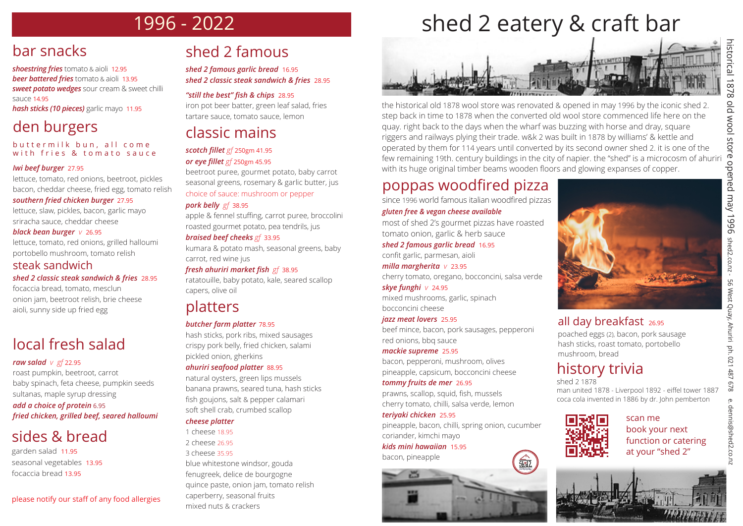# 1996 - 2022

## bar snacks

***shoestring fries*** tomato & aioli 12.95
***beer battered fries*** tomato & aioli 13.95
***sweet potato wedges*** sour cream & sweet chilli sauce 14.95
***hash sticks (10 pieces)*** garlic mayo 11.95

## den burgers

buttermilk bun, all come with fries & tomato sauce

***Iwi beef burger*** 27.95
lettuce, tomato, red onions, beetroot, pickles bacon, cheddar cheese, fried egg, tomato relish

***southern fried chicken burger*** 27.95
lettuce, slaw, pickles, bacon, garlic mayo sriracha sauce, cheddar cheese

***black bean burger*** *v* 26.95
lettuce, tomato, red onions, grilled halloumi portobello mushroom, tomato relish

## steak sandwich

***shed 2 classic steak sandwich & fries*** 28.95
focaccia bread, tomato, mesclun onion jam, beetroot relish, brie cheese aioli, sunny side up fried egg

## local fresh salad

***raw salad*** *v gf* 22.95
roast pumpkin, beetroot, carrot baby spinach, feta cheese, pumpkin seeds sultanas, maple syrup dressing

***add a choice of protein*** 6.95
***fried chicken, grilled beef, seared halloumi***

## sides & bread

garden salad 11.95
seasonal vegetables 13.95
focaccia bread 13.95

please notify our staff of any food allergies

## shed 2 famous

***shed 2 famous garlic bread*** 16.95
***shed 2 classic steak sandwich & fries*** 28.95

***"still the best" fish & chips*** 28.95
iron pot beer batter, green leaf salad, fries tartare sauce, tomato sauce, lemon

## classic mains

***scotch fillet*** *gf* 250gm 41.95
***or eye fillet*** *gf* 250gm 45.95
beetroot puree, gourmet potato, baby carrot seasonal greens, rosemary & garlic butter, jus
choice of sauce: mushroom or pepper

***pork belly*** *gf* 38.95
apple & fennel stuffing, carrot puree, broccolini roasted gourmet potato, pea tendrils, jus

***braised beef cheeks*** *gf* 33.95
kumara & potato mash, seasonal greens, baby carrot, red wine jus

***fresh ahuriri market fish*** *gf* 38.95
ratatouille, baby potato, kale, seared scallop capers, olive oil

## platters

***butcher farm platter*** 78.95
hash sticks, pork ribs, mixed sausages crispy pork belly, fried chicken, salami pickled onion, gherkins

***ahuriri seafood platter*** 88.95
natural oysters, green lips mussels banana prawns, seared tuna, hash sticks fish goujons, salt & pepper calamari soft shell crab, crumbed scallop

***cheese platter***
1 cheese 18.95
2 cheese 26.95
3 cheese 35.95
blue whitestone windsor, gouda fenugreek, delice de bourgogne quince paste, onion jam, tomato relish caperberry, seasonal fruits mixed nuts & crackers

# shed 2 eatery & craft bar

the historical old 1878 wool store was renovated & opened in may 1996 by the iconic shed 2. step back in time to 1878 when the converted old wool store commenced life here on the quay. right back to the days when the wharf was buzzing with horse and dray, square riggers and railways plying their trade. w&k 2 was built in 1878 by williams' & kettle and operated by them for 114 years until converted by its second owner shed 2. it is one of the few remaining 19th. century buildings in the city of napier. the "shed" is a microcosm of ahuriri with its huge original timber beams wooden floors and glowing expanses of copper.

## poppas woodfired pizza

since 1996 world famous italian woodfired pizzas

***gluten free & vegan cheese available***

most of shed 2's gourmet pizzas have roasted tomato onion, garlic & herb sauce

***shed 2 famous garlic bread*** 16.95
confit garlic, parmesan, aioli

***milla margherita*** *v* 23.95
cherry tomato, oregano, bocconcini, salsa verde

***skye funghi*** *v* 24.95
mixed mushrooms, garlic, spinach bocconcini cheese

***jazz meat lovers*** 25.95
beef mince, bacon, pork sausages, pepperoni red onions, bbq sauce

***mackie supreme*** 25.95
bacon, pepperoni, mushroom, olives pineapple, capsicum, bocconcini cheese

***tommy fruits de mer*** 26.95
prawns, scallop, squid, fish, mussels cherry tomato, chilli, salsa verde, lemon

***teriyaki chicken*** 25.95
pineapple, bacon, chilli, spring onion, cucumber coriander, kimchi mayo

***kids mini hawaiian*** 15.95
bacon, pineapple

## all day breakfast 26.95

poached eggs (2), bacon, pork sausage hash sticks, roast tomato, portobello mushroom, bread

## history trivia

shed 2 1878
man united 1878 - Liverpool 1892 - eiffel tower 1887
coca cola invented in 1886 by dr. John pemberton

scan me
book your next function or catering at your "shed 2"

historical 1878 old wool store opened may 1996 shed2.co.nz - 56 West Quay, Ahuriri ph. 021 487 678 e. dennis@shed2.co.nz